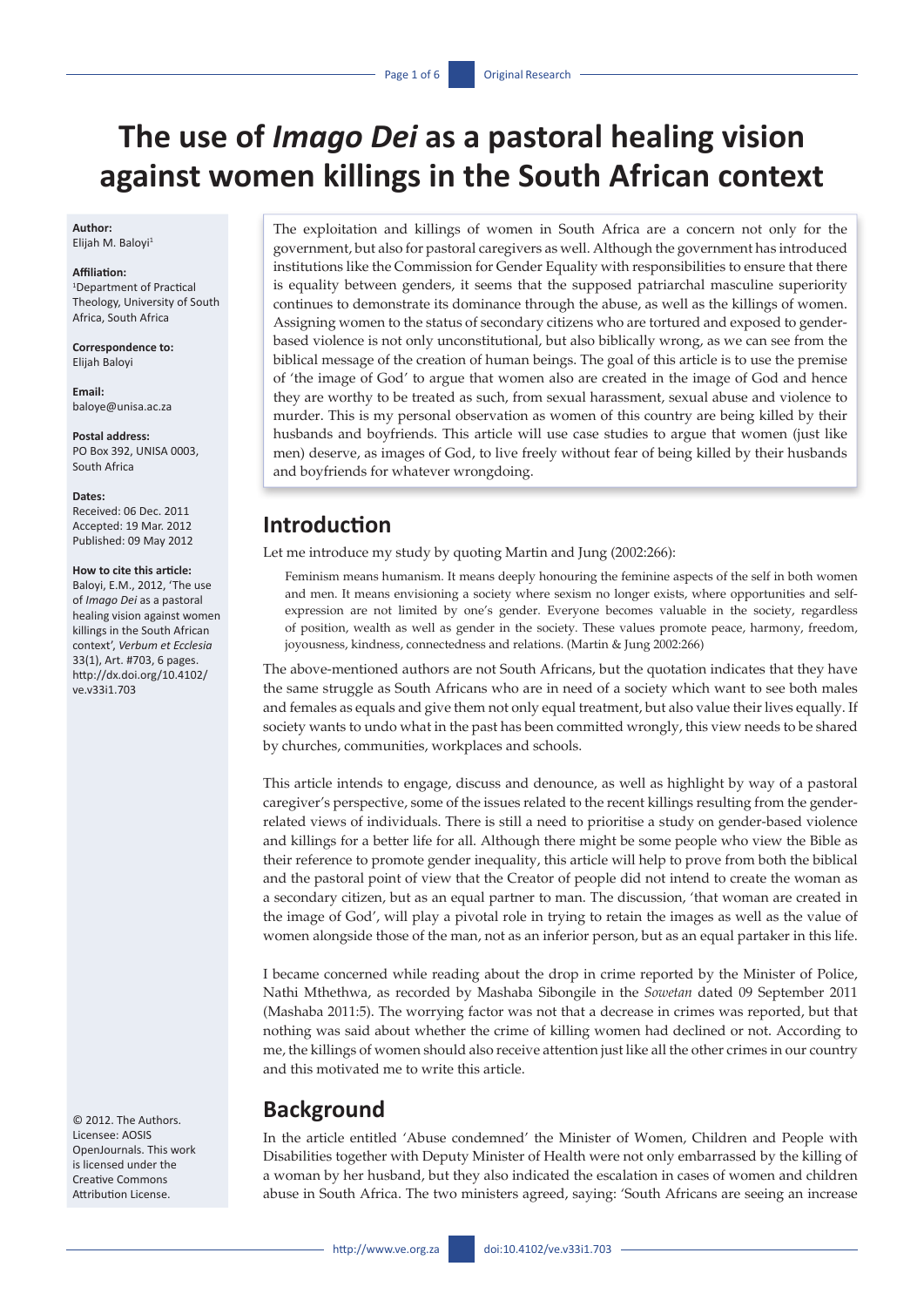# The use of *Imago Dei* as a pastoral healing vision against women killings in the South African context

**Author:**
Elijah M. Baloyi[1]

**Affiliation:**
[1]Department of Practical Theology, University of South Africa, South Africa

**Correspondence to:**
Elijah Baloyi

**Email:**
baloye@unisa.ac.za

**Postal address:**
PO Box 392, UNISA 0003, South Africa

**Dates:**
Received: 06 Dec. 2011
Accepted: 19 Mar. 2012
Published: 09 May 2012

**How to cite this article:**
Baloyi, E.M., 2012, 'The use of *Imago Dei* as a pastoral healing vision against women killings in the South African context', *Verbum et Ecclesia* 33(1), Art. #703, 6 pages. http://dx.doi.org/10.4102/ve.v33i1.703

© 2012. The Authors. Licensee: AOSIS OpenJournals. This work is licensed under the Creative Commons Attribution License.

The exploitation and killings of women in South Africa are a concern not only for the government, but also for pastoral caregivers as well. Although the government has introduced institutions like the Commission for Gender Equality with responsibilities to ensure that there is equality between genders, it seems that the supposed patriarchal masculine superiority continues to demonstrate its dominance through the abuse, as well as the killings of women. Assigning women to the status of secondary citizens who are tortured and exposed to gender-based violence is not only unconstitutional, but also biblically wrong, as we can see from the biblical message of the creation of human beings. The goal of this article is to use the premise of 'the image of God' to argue that women also are created in the image of God and hence they are worthy to be treated as such, from sexual harassment, sexual abuse and violence to murder. This is my personal observation as women of this country are being killed by their husbands and boyfriends. This article will use case studies to argue that women (just like men) deserve, as images of God, to live freely without fear of being killed by their husbands and boyfriends for whatever wrongdoing.

## Introduction

Let me introduce my study by quoting Martin and Jung (2002:266):

> Feminism means humanism. It means deeply honouring the feminine aspects of the self in both women and men. It means envisioning a society where sexism no longer exists, where opportunities and self-expression are not limited by one's gender. Everyone becomes valuable in the society, regardless of position, wealth as well as gender in the society. These values promote peace, harmony, freedom, joyousness, kindness, connectedness and relations. (Martin & Jung 2002:266)

The above-mentioned authors are not South Africans, but the quotation indicates that they have the same struggle as South Africans who are in need of a society which want to see both males and females as equals and give them not only equal treatment, but also value their lives equally. If society wants to undo what in the past has been committed wrongly, this view needs to be shared by churches, communities, workplaces and schools.

This article intends to engage, discuss and denounce, as well as highlight by way of a pastoral caregiver's perspective, some of the issues related to the recent killings resulting from the gender-related views of individuals. There is still a need to prioritise a study on gender-based violence and killings for a better life for all. Although there might be some people who view the Bible as their reference to promote gender inequality, this article will help to prove from both the biblical and the pastoral point of view that the Creator of people did not intend to create the woman as a secondary citizen, but as an equal partner to man. The discussion, 'that woman are created in the image of God', will play a pivotal role in trying to retain the images as well as the value of women alongside those of the man, not as an inferior person, but as an equal partaker in this life.

I became concerned while reading about the drop in crime reported by the Minister of Police, Nathi Mthethwa, as recorded by Mashaba Sibongile in the *Sowetan* dated 09 September 2011 (Mashaba 2011:5). The worrying factor was not that a decrease in crimes was reported, but that nothing was said about whether the crime of killing women had declined or not. According to me, the killings of women should also receive attention just like all the other crimes in our country and this motivated me to write this article.

## Background

In the article entitled 'Abuse condemned' the Minister of Women, Children and People with Disabilities together with Deputy Minister of Health were not only embarrassed by the killing of a woman by her husband, but they also indicated the escalation in cases of women and children abuse in South Africa. The two ministers agreed, saying: 'South Africans are seeing an increase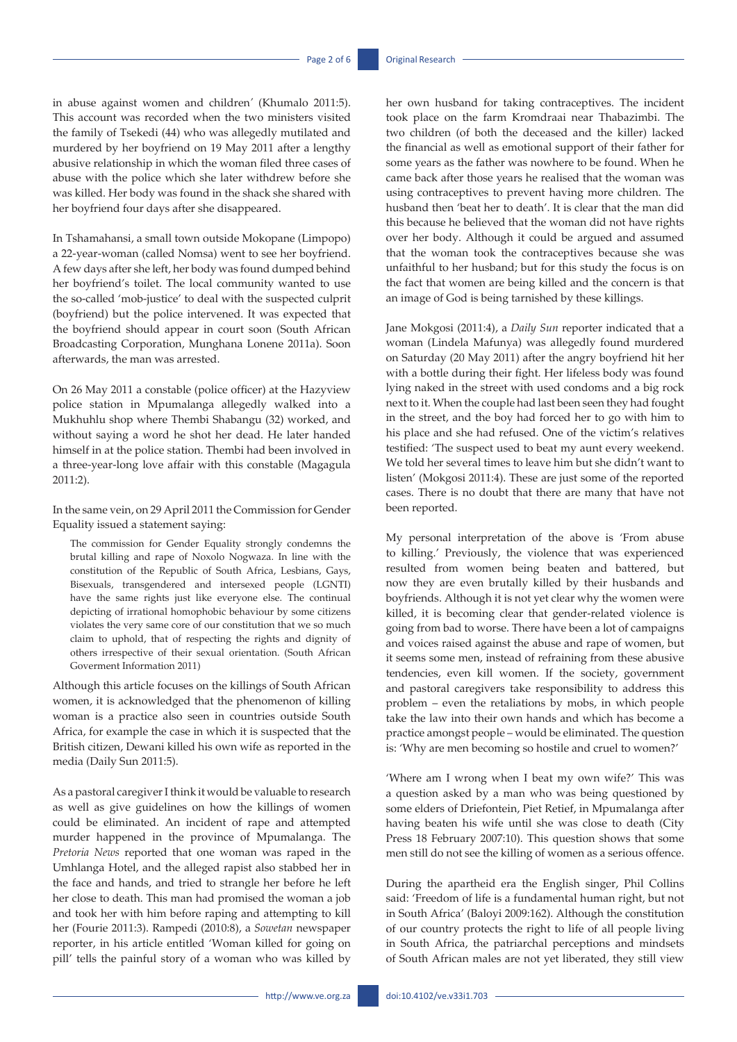in abuse against women and children' (Khumalo 2011:5). This account was recorded when the two ministers visited the family of Tsekedi (44) who was allegedly mutilated and murdered by her boyfriend on 19 May 2011 after a lengthy abusive relationship in which the woman filed three cases of abuse with the police which she later withdrew before she was killed. Her body was found in the shack she shared with her boyfriend four days after she disappeared.

In Tshamahansi, a small town outside Mokopane (Limpopo) a 22-year-woman (called Nomsa) went to see her boyfriend. A few days after she left, her body was found dumped behind her boyfriend's toilet. The local community wanted to use the so-called 'mob-justice' to deal with the suspected culprit (boyfriend) but the police intervened. It was expected that the boyfriend should appear in court soon (South African Broadcasting Corporation, Munghana Lonene 2011a). Soon afterwards, the man was arrested.

On 26 May 2011 a constable (police officer) at the Hazyview police station in Mpumalanga allegedly walked into a Mukhuhlu shop where Thembi Shabangu (32) worked, and without saying a word he shot her dead. He later handed himself in at the police station. Thembi had been involved in a three-year-long love affair with this constable (Magagula 2011:2).

In the same vein, on 29 April 2011 the Commission for Gender Equality issued a statement saying:

> The commission for Gender Equality strongly condemns the brutal killing and rape of Noxolo Nogwaza. In line with the constitution of the Republic of South Africa, Lesbians, Gays, Bisexuals, transgendered and intersexed people (LGNTI) have the same rights just like everyone else. The continual depicting of irrational homophobic behaviour by some citizens violates the very same core of our constitution that we so much claim to uphold, that of respecting the rights and dignity of others irrespective of their sexual orientation. (South African Goverment Information 2011)

Although this article focuses on the killings of South African women, it is acknowledged that the phenomenon of killing woman is a practice also seen in countries outside South Africa, for example the case in which it is suspected that the British citizen, Dewani killed his own wife as reported in the media (Daily Sun 2011:5).

As a pastoral caregiver I think it would be valuable to research as well as give guidelines on how the killings of women could be eliminated. An incident of rape and attempted murder happened in the province of Mpumalanga. The *Pretoria News* reported that one woman was raped in the Umhlanga Hotel, and the alleged rapist also stabbed her in the face and hands, and tried to strangle her before he left her close to death. This man had promised the woman a job and took her with him before raping and attempting to kill her (Fourie 2011:3). Rampedi (2010:8), a *Sowetan* newspaper reporter, in his article entitled 'Woman killed for going on pill' tells the painful story of a woman who was killed by her own husband for taking contraceptives. The incident took place on the farm Kromdraai near Thabazimbi. The two children (of both the deceased and the killer) lacked the financial as well as emotional support of their father for some years as the father was nowhere to be found. When he came back after those years he realised that the woman was using contraceptives to prevent having more children. The husband then 'beat her to death'. It is clear that the man did this because he believed that the woman did not have rights over her body. Although it could be argued and assumed that the woman took the contraceptives because she was unfaithful to her husband; but for this study the focus is on the fact that women are being killed and the concern is that an image of God is being tarnished by these killings.

Jane Mokgosi (2011:4), a *Daily Sun* reporter indicated that a woman (Lindela Mafunya) was allegedly found murdered on Saturday (20 May 2011) after the angry boyfriend hit her with a bottle during their fight. Her lifeless body was found lying naked in the street with used condoms and a big rock next to it. When the couple had last been seen they had fought in the street, and the boy had forced her to go with him to his place and she had refused. One of the victim's relatives testified: 'The suspect used to beat my aunt every weekend. We told her several times to leave him but she didn't want to listen' (Mokgosi 2011:4). These are just some of the reported cases. There is no doubt that there are many that have not been reported.

My personal interpretation of the above is 'From abuse to killing.' Previously, the violence that was experienced resulted from women being beaten and battered, but now they are even brutally killed by their husbands and boyfriends. Although it is not yet clear why the women were killed, it is becoming clear that gender-related violence is going from bad to worse. There have been a lot of campaigns and voices raised against the abuse and rape of women, but it seems some men, instead of refraining from these abusive tendencies, even kill women. If the society, government and pastoral caregivers take responsibility to address this problem – even the retaliations by mobs, in which people take the law into their own hands and which has become a practice amongst people – would be eliminated. The question is: 'Why are men becoming so hostile and cruel to women?'

'Where am I wrong when I beat my own wife?' This was a question asked by a man who was being questioned by some elders of Driefontein, Piet Retief, in Mpumalanga after having beaten his wife until she was close to death (City Press 18 February 2007:10). This question shows that some men still do not see the killing of women as a serious offence.

During the apartheid era the English singer, Phil Collins said: 'Freedom of life is a fundamental human right, but not in South Africa' (Baloyi 2009:162). Although the constitution of our country protects the right to life of all people living in South Africa, the patriarchal perceptions and mindsets of South African males are not yet liberated, they still view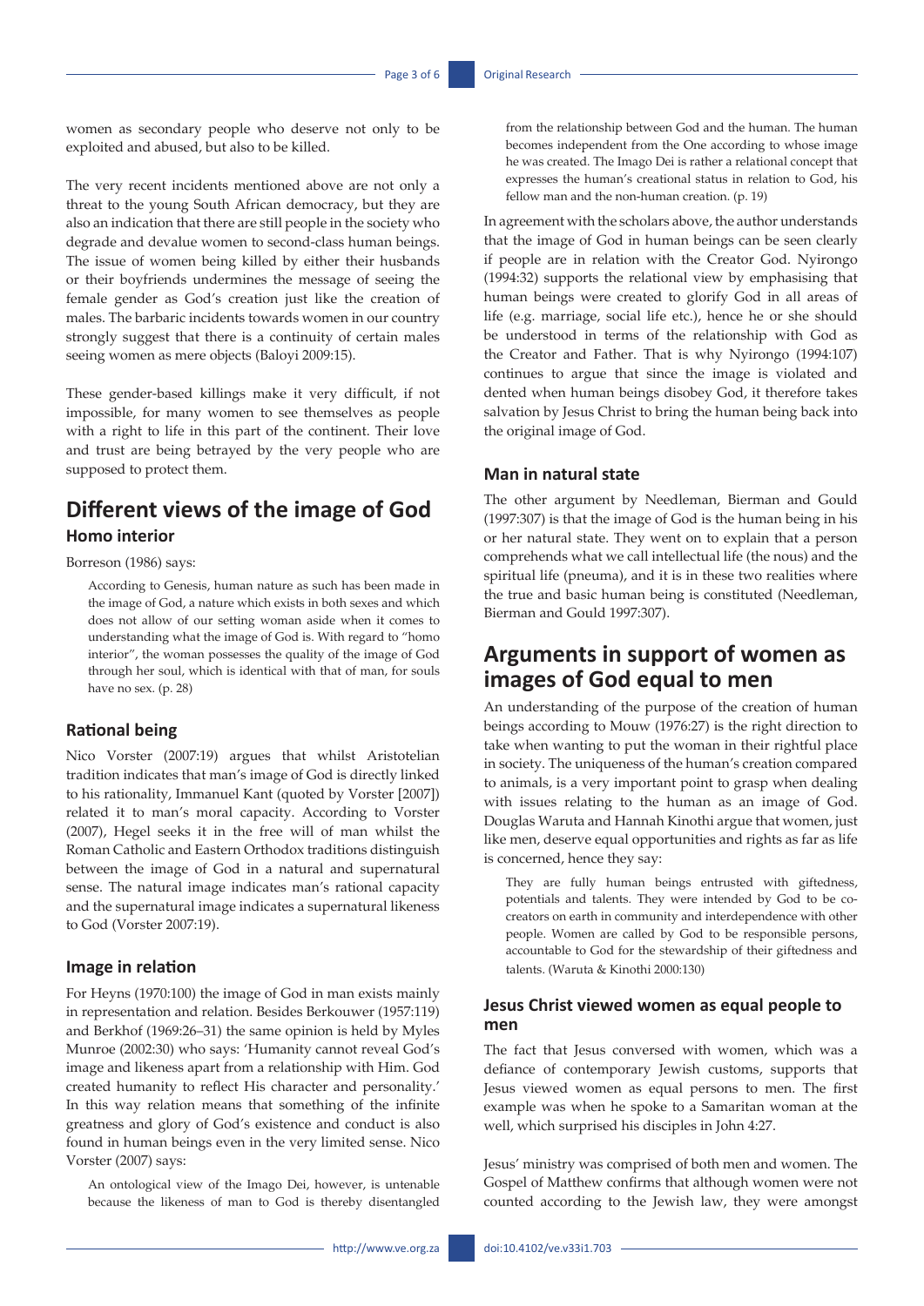women as secondary people who deserve not only to be exploited and abused, but also to be killed.

The very recent incidents mentioned above are not only a threat to the young South African democracy, but they are also an indication that there are still people in the society who degrade and devalue women to second-class human beings. The issue of women being killed by either their husbands or their boyfriends undermines the message of seeing the female gender as God's creation just like the creation of males. The barbaric incidents towards women in our country strongly suggest that there is a continuity of certain males seeing women as mere objects (Baloyi 2009:15).

These gender-based killings make it very difficult, if not impossible, for many women to see themselves as people with a right to life in this part of the continent. Their love and trust are being betrayed by the very people who are supposed to protect them.

## Different views of the image of God

### Homo interior

Borreson (1986) says:

> According to Genesis, human nature as such has been made in the image of God, a nature which exists in both sexes and which does not allow of our setting woman aside when it comes to understanding what the image of God is. With regard to "homo interior", the woman possesses the quality of the image of God through her soul, which is identical with that of man, for souls have no sex. (p. 28)

### Rational being

Nico Vorster (2007:19) argues that whilst Aristotelian tradition indicates that man's image of God is directly linked to his rationality, Immanuel Kant (quoted by Vorster [2007]) related it to man's moral capacity. According to Vorster (2007), Hegel seeks it in the free will of man whilst the Roman Catholic and Eastern Orthodox traditions distinguish between the image of God in a natural and supernatural sense. The natural image indicates man's rational capacity and the supernatural image indicates a supernatural likeness to God (Vorster 2007:19).

### Image in relation

For Heyns (1970:100) the image of God in man exists mainly in representation and relation. Besides Berkouwer (1957:119) and Berkhof (1969:26–31) the same opinion is held by Myles Munroe (2002:30) who says: 'Humanity cannot reveal God's image and likeness apart from a relationship with Him. God created humanity to reflect His character and personality.' In this way relation means that something of the infinite greatness and glory of God's existence and conduct is also found in human beings even in the very limited sense. Nico Vorster (2007) says:

> An ontological view of the Imago Dei, however, is untenable because the likeness of man to God is thereby disentangled from the relationship between God and the human. The human becomes independent from the One according to whose image he was created. The Imago Dei is rather a relational concept that expresses the human's creational status in relation to God, his fellow man and the non-human creation. (p. 19)

In agreement with the scholars above, the author understands that the image of God in human beings can be seen clearly if people are in relation with the Creator God. Nyirongo (1994:32) supports the relational view by emphasising that human beings were created to glorify God in all areas of life (e.g. marriage, social life etc.), hence he or she should be understood in terms of the relationship with God as the Creator and Father. That is why Nyirongo (1994:107) continues to argue that since the image is violated and dented when human beings disobey God, it therefore takes salvation by Jesus Christ to bring the human being back into the original image of God.

### Man in natural state

The other argument by Needleman, Bierman and Gould (1997:307) is that the image of God is the human being in his or her natural state. They went on to explain that a person comprehends what we call intellectual life (the nous) and the spiritual life (pneuma), and it is in these two realities where the true and basic human being is constituted (Needleman, Bierman and Gould 1997:307).

## Arguments in support of women as images of God equal to men

An understanding of the purpose of the creation of human beings according to Mouw (1976:27) is the right direction to take when wanting to put the woman in their rightful place in society. The uniqueness of the human's creation compared to animals, is a very important point to grasp when dealing with issues relating to the human as an image of God. Douglas Waruta and Hannah Kinothi argue that women, just like men, deserve equal opportunities and rights as far as life is concerned, hence they say:

> They are fully human beings entrusted with giftedness, potentials and talents. They were intended by God to be co-creators on earth in community and interdependence with other people. Women are called by God to be responsible persons, accountable to God for the stewardship of their giftedness and talents. (Waruta & Kinothi 2000:130)

### Jesus Christ viewed women as equal people to men

The fact that Jesus conversed with women, which was a defiance of contemporary Jewish customs, supports that Jesus viewed women as equal persons to men. The first example was when he spoke to a Samaritan woman at the well, which surprised his disciples in John 4:27.

Jesus' ministry was comprised of both men and women. The Gospel of Matthew confirms that although women were not counted according to the Jewish law, they were amongst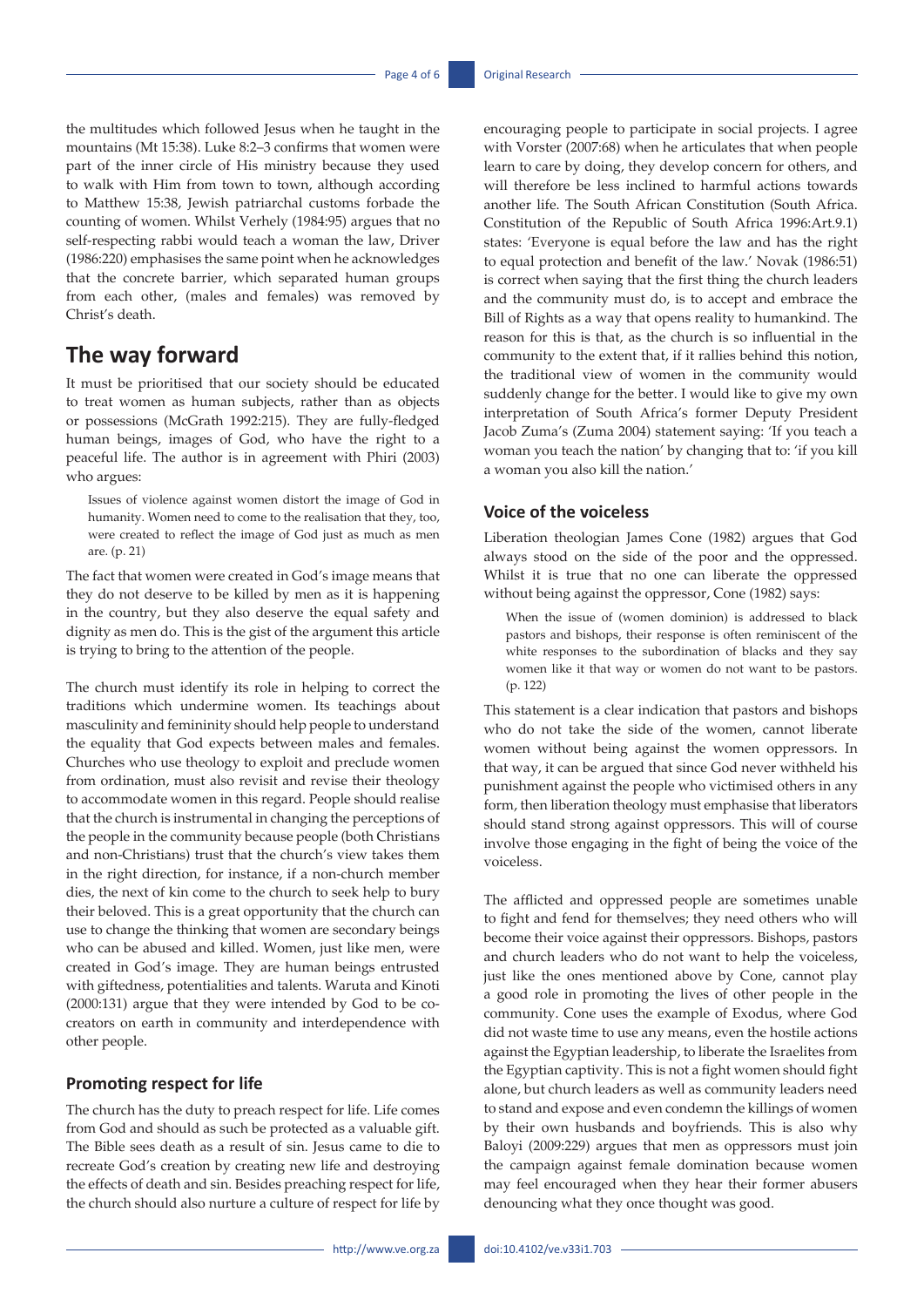the multitudes which followed Jesus when he taught in the mountains (Mt 15:38). Luke 8:2–3 confirms that women were part of the inner circle of His ministry because they used to walk with Him from town to town, although according to Matthew 15:38, Jewish patriarchal customs forbade the counting of women. Whilst Verhely (1984:95) argues that no self-respecting rabbi would teach a woman the law, Driver (1986:220) emphasises the same point when he acknowledges that the concrete barrier, which separated human groups from each other, (males and females) was removed by Christ's death.

## The way forward

It must be prioritised that our society should be educated to treat women as human subjects, rather than as objects or possessions (McGrath 1992:215). They are fully-fledged human beings, images of God, who have the right to a peaceful life. The author is in agreement with Phiri (2003) who argues:

> Issues of violence against women distort the image of God in humanity. Women need to come to the realisation that they, too, were created to reflect the image of God just as much as men are. (p. 21)

The fact that women were created in God's image means that they do not deserve to be killed by men as it is happening in the country, but they also deserve the equal safety and dignity as men do. This is the gist of the argument this article is trying to bring to the attention of the people.

The church must identify its role in helping to correct the traditions which undermine women. Its teachings about masculinity and femininity should help people to understand the equality that God expects between males and females. Churches who use theology to exploit and preclude women from ordination, must also revisit and revise their theology to accommodate women in this regard. People should realise that the church is instrumental in changing the perceptions of the people in the community because people (both Christians and non-Christians) trust that the church's view takes them in the right direction, for instance, if a non-church member dies, the next of kin come to the church to seek help to bury their beloved. This is a great opportunity that the church can use to change the thinking that women are secondary beings who can be abused and killed. Women, just like men, were created in God's image. They are human beings entrusted with giftedness, potentialities and talents. Waruta and Kinoti (2000:131) argue that they were intended by God to be co-creators on earth in community and interdependence with other people.

### Promoting respect for life

The church has the duty to preach respect for life. Life comes from God and should as such be protected as a valuable gift. The Bible sees death as a result of sin. Jesus came to die to recreate God's creation by creating new life and destroying the effects of death and sin. Besides preaching respect for life, the church should also nurture a culture of respect for life by encouraging people to participate in social projects. I agree with Vorster (2007:68) when he articulates that when people learn to care by doing, they develop concern for others, and will therefore be less inclined to harmful actions towards another life. The South African Constitution (South Africa. Constitution of the Republic of South Africa 1996:Art.9.1) states: 'Everyone is equal before the law and has the right to equal protection and benefit of the law.' Novak (1986:51) is correct when saying that the first thing the church leaders and the community must do, is to accept and embrace the Bill of Rights as a way that opens reality to humankind. The reason for this is that, as the church is so influential in the community to the extent that, if it rallies behind this notion, the traditional view of women in the community would suddenly change for the better. I would like to give my own interpretation of South Africa's former Deputy President Jacob Zuma's (Zuma 2004) statement saying: 'If you teach a woman you teach the nation' by changing that to: 'if you kill a woman you also kill the nation.'

### Voice of the voiceless

Liberation theologian James Cone (1982) argues that God always stood on the side of the poor and the oppressed. Whilst it is true that no one can liberate the oppressed without being against the oppressor, Cone (1982) says:

> When the issue of (women dominion) is addressed to black pastors and bishops, their response is often reminiscent of the white responses to the subordination of blacks and they say women like it that way or women do not want to be pastors. (p. 122)

This statement is a clear indication that pastors and bishops who do not take the side of the women, cannot liberate women without being against the women oppressors. In that way, it can be argued that since God never withheld his punishment against the people who victimised others in any form, then liberation theology must emphasise that liberators should stand strong against oppressors. This will of course involve those engaging in the fight of being the voice of the voiceless.

The afflicted and oppressed people are sometimes unable to fight and fend for themselves; they need others who will become their voice against their oppressors. Bishops, pastors and church leaders who do not want to help the voiceless, just like the ones mentioned above by Cone, cannot play a good role in promoting the lives of other people in the community. Cone uses the example of Exodus, where God did not waste time to use any means, even the hostile actions against the Egyptian leadership, to liberate the Israelites from the Egyptian captivity. This is not a fight women should fight alone, but church leaders as well as community leaders need to stand and expose and even condemn the killings of women by their own husbands and boyfriends. This is also why Baloyi (2009:229) argues that men as oppressors must join the campaign against female domination because women may feel encouraged when they hear their former abusers denouncing what they once thought was good.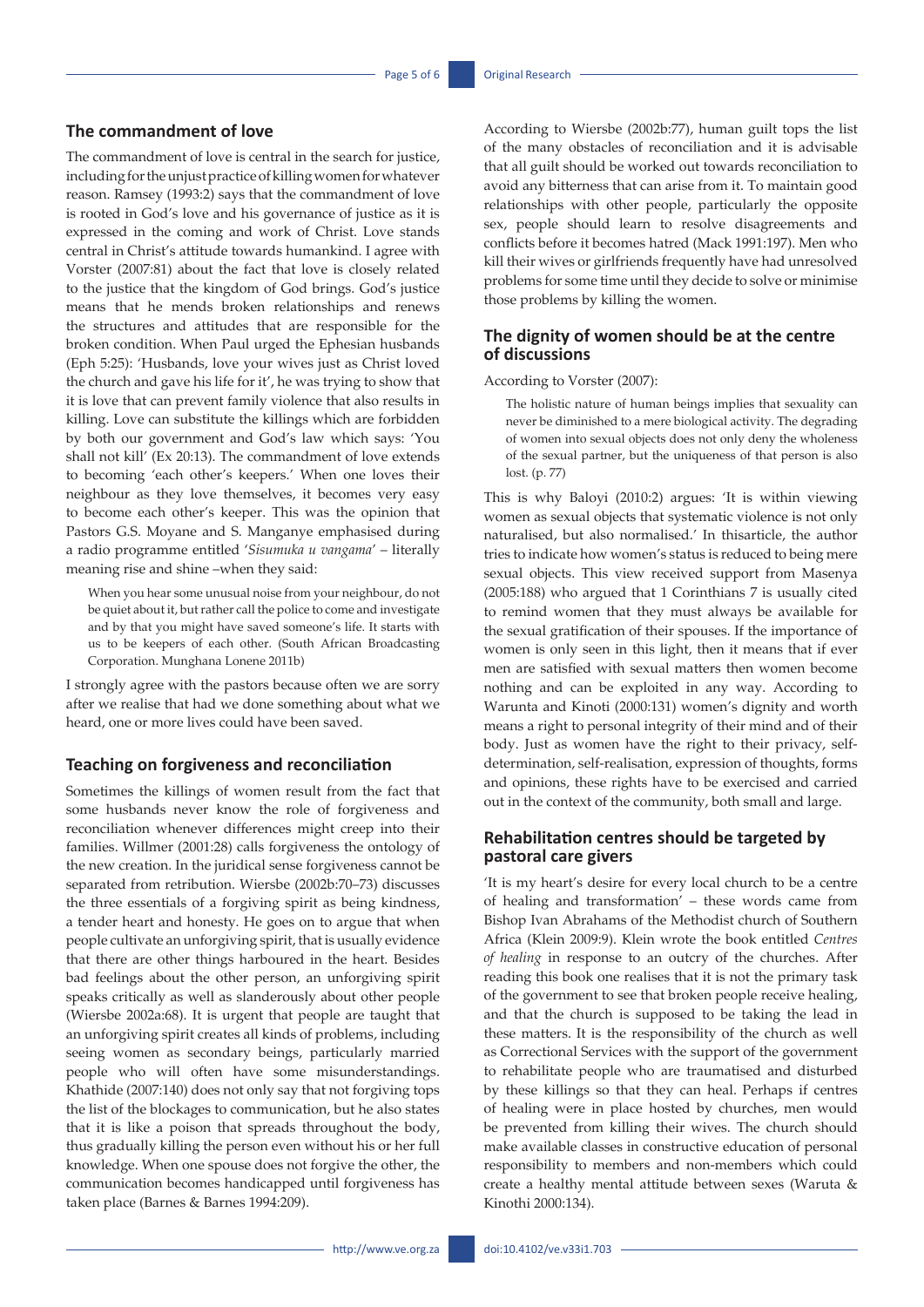## The commandment of love

The commandment of love is central in the search for justice, including for the unjust practice of killing women for whatever reason. Ramsey (1993:2) says that the commandment of love is rooted in God's love and his governance of justice as it is expressed in the coming and work of Christ. Love stands central in Christ's attitude towards humankind. I agree with Vorster (2007:81) about the fact that love is closely related to the justice that the kingdom of God brings. God's justice means that he mends broken relationships and renews the structures and attitudes that are responsible for the broken condition. When Paul urged the Ephesian husbands (Eph 5:25): 'Husbands, love your wives just as Christ loved the church and gave his life for it', he was trying to show that it is love that can prevent family violence that also results in killing. Love can substitute the killings which are forbidden by both our government and God's law which says: 'You shall not kill' (Ex 20:13). The commandment of love extends to becoming 'each other's keepers.' When one loves their neighbour as they love themselves, it becomes very easy to become each other's keeper. This was the opinion that Pastors G.S. Moyane and S. Manganye emphasised during a radio programme entitled '*Sisumuka u vangama*' – literally meaning rise and shine –when they said:

> When you hear some unusual noise from your neighbour, do not be quiet about it, but rather call the police to come and investigate and by that you might have saved someone's life. It starts with us to be keepers of each other. (South African Broadcasting Corporation. Munghana Lonene 2011b)

I strongly agree with the pastors because often we are sorry after we realise that had we done something about what we heard, one or more lives could have been saved.

## Teaching on forgiveness and reconciliation

Sometimes the killings of women result from the fact that some husbands never know the role of forgiveness and reconciliation whenever differences might creep into their families. Willmer (2001:28) calls forgiveness the ontology of the new creation. In the juridical sense forgiveness cannot be separated from retribution. Wiersbe (2002b:70–73) discusses the three essentials of a forgiving spirit as being kindness, a tender heart and honesty. He goes on to argue that when people cultivate an unforgiving spirit, that is usually evidence that there are other things harboured in the heart. Besides bad feelings about the other person, an unforgiving spirit speaks critically as well as slanderously about other people (Wiersbe 2002a:68). It is urgent that people are taught that an unforgiving spirit creates all kinds of problems, including seeing women as secondary beings, particularly married people who will often have some misunderstandings. Khathide (2007:140) does not only say that not forgiving tops the list of the blockages to communication, but he also states that it is like a poison that spreads throughout the body, thus gradually killing the person even without his or her full knowledge. When one spouse does not forgive the other, the communication becomes handicapped until forgiveness has taken place (Barnes & Barnes 1994:209).

According to Wiersbe (2002b:77), human guilt tops the list of the many obstacles of reconciliation and it is advisable that all guilt should be worked out towards reconciliation to avoid any bitterness that can arise from it. To maintain good relationships with other people, particularly the opposite sex, people should learn to resolve disagreements and conflicts before it becomes hatred (Mack 1991:197). Men who kill their wives or girlfriends frequently have had unresolved problems for some time until they decide to solve or minimise those problems by killing the women.

## The dignity of women should be at the centre of discussions

According to Vorster (2007):

> The holistic nature of human beings implies that sexuality can never be diminished to a mere biological activity. The degrading of women into sexual objects does not only deny the wholeness of the sexual partner, but the uniqueness of that person is also lost. (p. 77)

This is why Baloyi (2010:2) argues: 'It is within viewing women as sexual objects that systematic violence is not only naturalised, but also normalised.' In thisarticle, the author tries to indicate how women's status is reduced to being mere sexual objects. This view received support from Masenya (2005:188) who argued that 1 Corinthians 7 is usually cited to remind women that they must always be available for the sexual gratification of their spouses. If the importance of women is only seen in this light, then it means that if ever men are satisfied with sexual matters then women become nothing and can be exploited in any way. According to Warunta and Kinoti (2000:131) women's dignity and worth means a right to personal integrity of their mind and of their body. Just as women have the right to their privacy, self-determination, self-realisation, expression of thoughts, forms and opinions, these rights have to be exercised and carried out in the context of the community, both small and large.

## Rehabilitation centres should be targeted by pastoral care givers

'It is my heart's desire for every local church to be a centre of healing and transformation' – these words came from Bishop Ivan Abrahams of the Methodist church of Southern Africa (Klein 2009:9). Klein wrote the book entitled *Centres of healing* in response to an outcry of the churches. After reading this book one realises that it is not the primary task of the government to see that broken people receive healing, and that the church is supposed to be taking the lead in these matters. It is the responsibility of the church as well as Correctional Services with the support of the government to rehabilitate people who are traumatised and disturbed by these killings so that they can heal. Perhaps if centres of healing were in place hosted by churches, men would be prevented from killing their wives. The church should make available classes in constructive education of personal responsibility to members and non-members which could create a healthy mental attitude between sexes (Waruta & Kinothi 2000:134).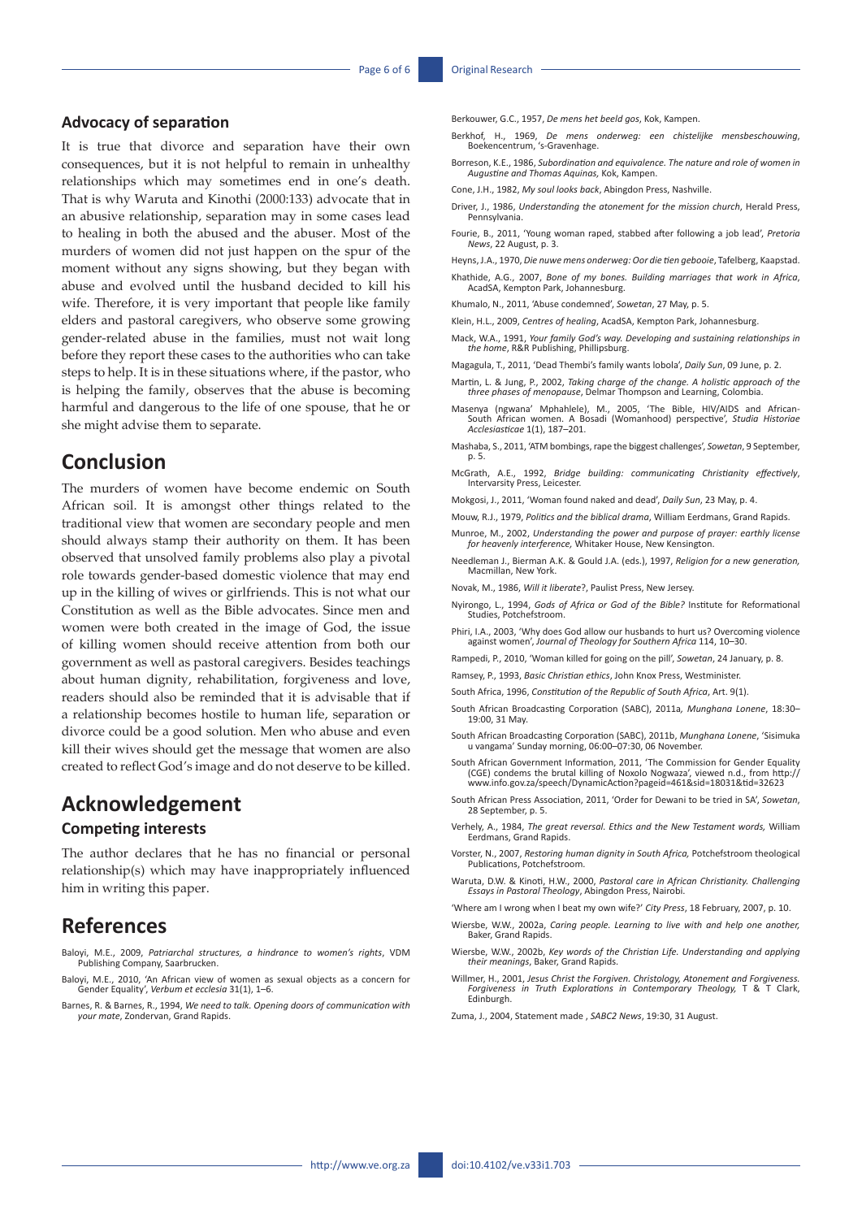### Advocacy of separation

It is true that divorce and separation have their own consequences, but it is not helpful to remain in unhealthy relationships which may sometimes end in one's death. That is why Waruta and Kinothi (2000:133) advocate that in an abusive relationship, separation may in some cases lead to healing in both the abused and the abuser. Most of the murders of women did not just happen on the spur of the moment without any signs showing, but they began with abuse and evolved until the husband decided to kill his wife. Therefore, it is very important that people like family elders and pastoral caregivers, who observe some growing gender-related abuse in the families, must not wait long before they report these cases to the authorities who can take steps to help. It is in these situations where, if the pastor, who is helping the family, observes that the abuse is becoming harmful and dangerous to the life of one spouse, that he or she might advise them to separate.

## Conclusion

The murders of women have become endemic on South African soil. It is amongst other things related to the traditional view that women are secondary people and men should always stamp their authority on them. It has been observed that unsolved family problems also play a pivotal role towards gender-based domestic violence that may end up in the killing of wives or girlfriends. This is not what our Constitution as well as the Bible advocates. Since men and women were both created in the image of God, the issue of killing women should receive attention from both our government as well as pastoral caregivers. Besides teachings about human dignity, rehabilitation, forgiveness and love, readers should also be reminded that it is advisable that if a relationship becomes hostile to human life, separation or divorce could be a good solution. Men who abuse and even kill their wives should get the message that women are also created to reflect God's image and do not deserve to be killed.

## Acknowledgement

### Competing interests

The author declares that he has no financial or personal relationship(s) which may have inappropriately influenced him in writing this paper.

## References

Baloyi, M.E., 2009, *Patriarchal structures, a hindrance to women's rights*, VDM Publishing Company, Saarbrucken.

Baloyi, M.E., 2010, 'An African view of women as sexual objects as a concern for Gender Equality', *Verbum et ecclesia* 31(1), 1–6.

Barnes, R. & Barnes, R., 1994, *We need to talk. Opening doors of communication with your mate*, Zondervan, Grand Rapids.

Berkouwer, G.C., 1957, *De mens het beeld gos*, Kok, Kampen.

Berkhof, H., 1969, *De mens onderweg: een chistelijke mensbeschouwing*, Boekencentrum, 's-Gravenhage.

Borreson, K.E., 1986, *Subordination and equivalence. The nature and role of women in Augustine and Thomas Aquinas*, Kok, Kampen.

Cone, J.H., 1982, *My soul looks back*, Abingdon Press, Nashville.

Driver, J., 1986, *Understanding the atonement for the mission church*, Herald Press, Pennsylvania.

Fourie, B., 2011, 'Young woman raped, stabbed after following a job lead', *Pretoria News*, 22 August, p. 3.

Heyns, J.A., 1970, *Die nuwe mens onderweg: Oor die tien gebooie*, Tafelberg, Kaapstad.

Khathide, A.G., 2007, *Bone of my bones. Building marriages that work in Africa*, AcadSA, Kempton Park, Johannesburg.

Khumalo, N., 2011, 'Abuse condemned', *Sowetan*, 27 May, p. 5.

Klein, H.L., 2009, *Centres of healing*, AcadSA, Kempton Park, Johannesburg.

Mack, W.A., 1991, *Your family God's way. Developing and sustaining relationships in the home*, R&R Publishing, Phillipsburg.

Magagula, T., 2011, 'Dead Thembi's family wants lobola', *Daily Sun*, 09 June, p. 2.

Martin, L. & Jung, P., 2002, *Taking charge of the change. A holistic approach of the three phases of menopause*, Delmar Thompson and Learning, Colombia.

Masenya (ngwana' Mphahlele), M., 2005, 'The Bible, HIV/AIDS and African-South African women. A Bosadi (Womanhood) perspective', *Studia Historiae Acclesiasticae* 1(1), 187–201.

Mashaba, S., 2011, 'ATM bombings, rape the biggest challenges', *Sowetan*, 9 September, p. 5.

McGrath, A.E., 1992, *Bridge building: communicating Christianity effectively*, Intervarsity Press, Leicester.

Mokgosi, J., 2011, 'Woman found naked and dead', *Daily Sun*, 23 May, p. 4.

Mouw, R.J., 1979, *Politics and the biblical drama*, William Eerdmans, Grand Rapids.

Munroe, M., 2002, *Understanding the power and purpose of prayer: earthly license for heavenly interference,* Whitaker House, New Kensington.

Needleman J., Bierman A.K. & Gould J.A. (eds.), 1997, *Religion for a new generation,* Macmillan, New York.

Novak, M., 1986, *Will it liberate*?, Paulist Press, New Jersey.

Nyirongo, L., 1994, *Gods of Africa or God of the Bible?* Institute for Reformational Studies, Potchefstroom.

Phiri, I.A., 2003, 'Why does God allow our husbands to hurt us? Overcoming violence against women', *Journal of Theology for Southern Africa* 114, 10–30.

Rampedi, P., 2010, 'Woman killed for going on the pill', *Sowetan*, 24 January, p. 8.

Ramsey, P., 1993, *Basic Christian ethics*, John Knox Press, Westminister.

South Africa, 1996, *Constitution of the Republic of South Africa*, Art. 9(1).

South African Broadcasting Corporation (SABC), 2011a, *Munghana Lonene*, 18:30–19:00, 31 May.

South African Broadcasting Corporation (SABC), 2011b, *Munghana Lonene*, 'Sisimuka u vangama' Sunday morning, 06:00–07:30, 06 November.

South African Government Information, 2011, 'The Commission for Gender Equality (CGE) condemns the brutal killing of Noxolo Nogwaza', viewed n.d., from http://www.info.gov.za/speech/DynamicAction?pageid=461&sid=18031&tid=32623

South African Press Association, 2011, 'Order for Dewani to be tried in SA', *Sowetan*, 28 September, p. 5.

Verhely, A., 1984, *The great reversal. Ethics and the New Testament words,* William Eerdmans, Grand Rapids.

Vorster, N., 2007, *Restoring human dignity in South Africa,* Potchefstroom theological Publications, Potchefstroom.

Waruta, D.W. & Kinoti, H.W., 2000, *Pastoral care in African Christianity. Challenging Essays in Pastoral Theology*, Abingdon Press, Nairobi.

'Where am I wrong when I beat my own wife?' *City Press*, 18 February, 2007, p. 10.

Wiersbe, W.W., 2002a, *Caring people. Learning to live with and help one another,* Baker, Grand Rapids.

Wiersbe, W.W., 2002b, *Key words of the Christian Life. Understanding and applying their meanings*, Baker, Grand Rapids.

Willmer, H., 2001, *Jesus Christ the Forgiven. Christology, Atonement and Forgiveness. Forgiveness in Truth Explorations in Contemporary Theology,* T & T Clark, Edinburgh.

Zuma, J., 2004, Statement made , *SABC2 News*, 19:30, 31 August.